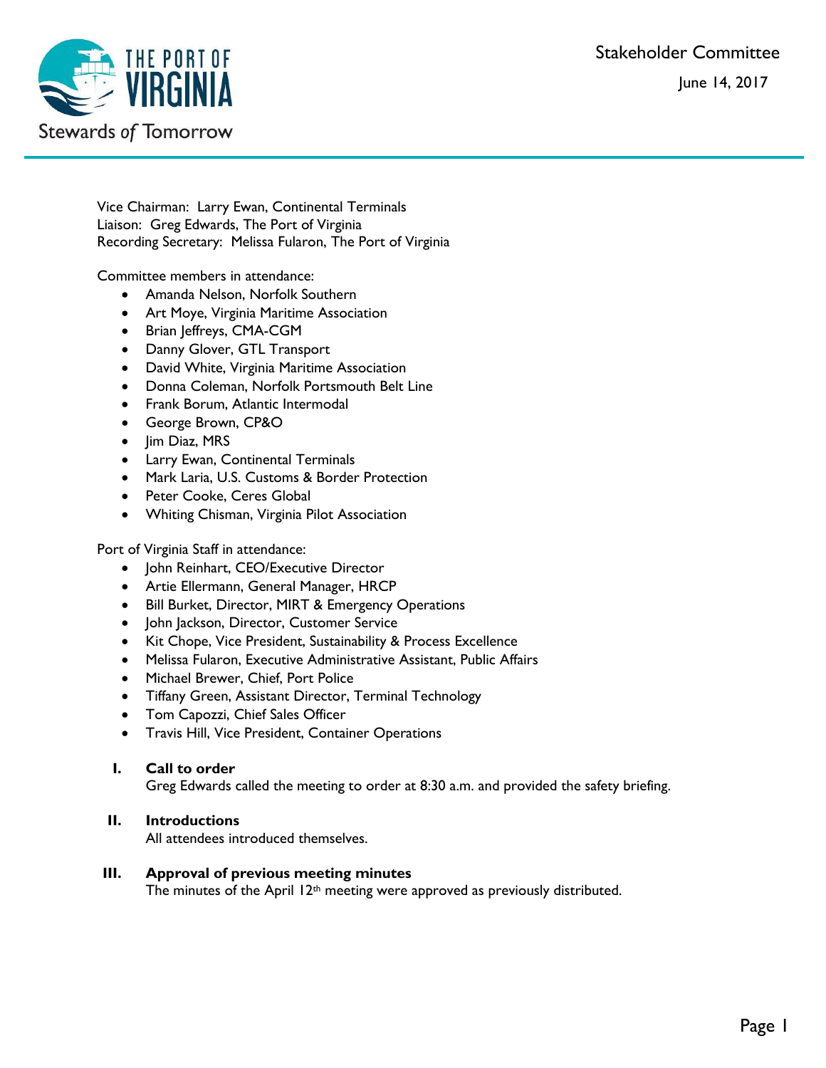# Stakeholder Committee

June 14, 2017

Vice Chairman: Larry Ewan, Continental Terminals
Liaison: Greg Edwards, The Port of Virginia
Recording Secretary: Melissa Fularon, The Port of Virginia

Committee members in attendance:

- Amanda Nelson, Norfolk Southern
- Art Moye, Virginia Maritime Association
- Brian Jeffreys, CMA-CGM
- Danny Glover, GTL Transport
- David White, Virginia Maritime Association
- Donna Coleman, Norfolk Portsmouth Belt Line
- Frank Borum, Atlantic Intermodal
- George Brown, CP&O
- Jim Diaz, MRS
- Larry Ewan, Continental Terminals
- Mark Laria, U.S. Customs & Border Protection
- Peter Cooke, Ceres Global
- Whiting Chisman, Virginia Pilot Association

Port of Virginia Staff in attendance:

- John Reinhart, CEO/Executive Director
- Artie Ellermann, General Manager, HRCP
- Bill Burket, Director, MIRT & Emergency Operations
- John Jackson, Director, Customer Service
- Kit Chope, Vice President, Sustainability & Process Excellence
- Melissa Fularon, Executive Administrative Assistant, Public Affairs
- Michael Brewer, Chief, Port Police
- Tiffany Green, Assistant Director, Terminal Technology
- Tom Capozzi, Chief Sales Officer
- Travis Hill, Vice President, Container Operations

## I. Call to order

Greg Edwards called the meeting to order at 8:30 a.m. and provided the safety briefing.

## II. Introductions

All attendees introduced themselves.

## III. Approval of previous meeting minutes

The minutes of the April 12th meeting were approved as previously distributed.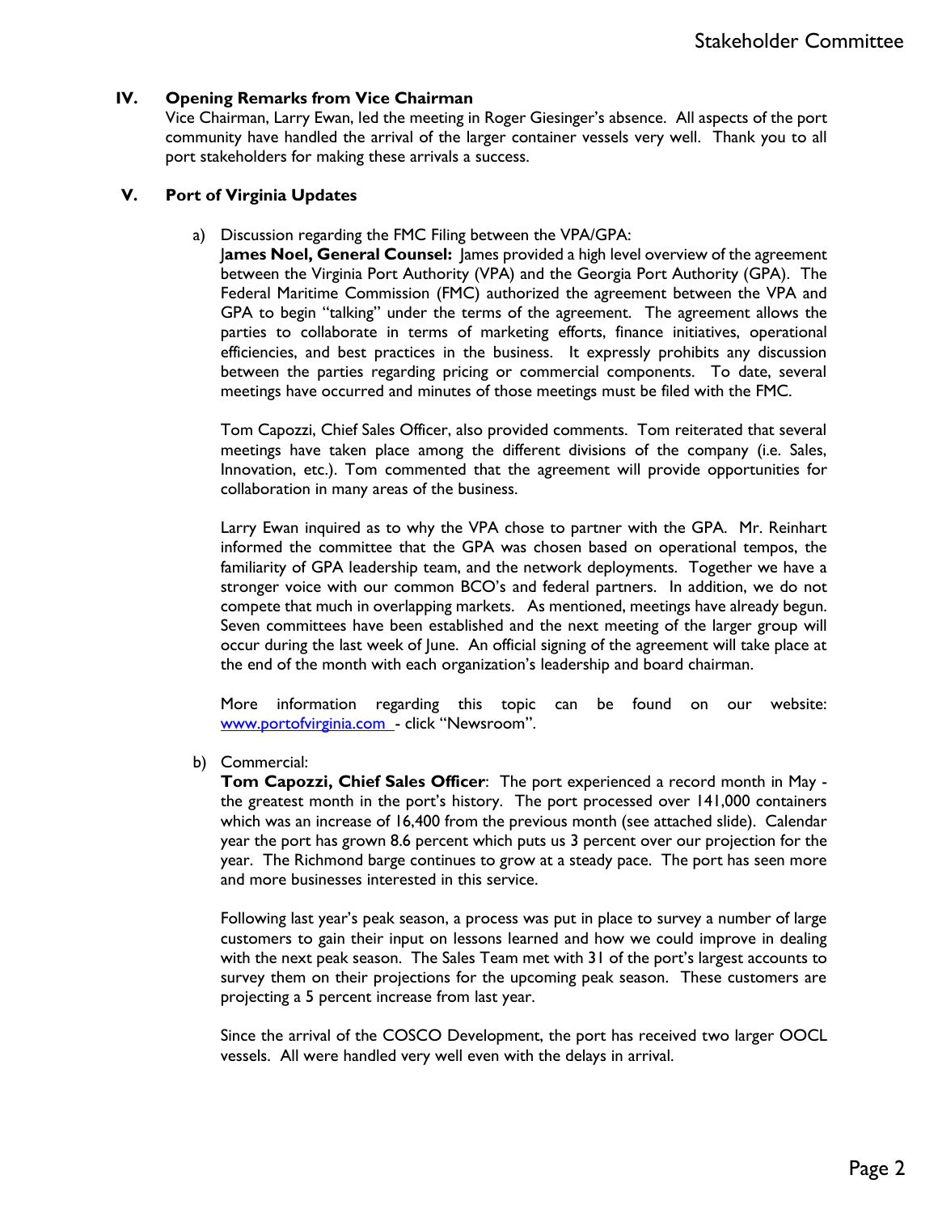## IV. Opening Remarks from Vice Chairman

Vice Chairman, Larry Ewan, led the meeting in Roger Giesinger's absence. All aspects of the port community have handled the arrival of the larger container vessels very well. Thank you to all port stakeholders for making these arrivals a success.

## V. Port of Virginia Updates

a) Discussion regarding the FMC Filing between the VPA/GPA:

**James Noel, General Counsel:** James provided a high level overview of the agreement between the Virginia Port Authority (VPA) and the Georgia Port Authority (GPA). The Federal Maritime Commission (FMC) authorized the agreement between the VPA and GPA to begin "talking" under the terms of the agreement. The agreement allows the parties to collaborate in terms of marketing efforts, finance initiatives, operational efficiencies, and best practices in the business. It expressly prohibits any discussion between the parties regarding pricing or commercial components. To date, several meetings have occurred and minutes of those meetings must be filed with the FMC.

Tom Capozzi, Chief Sales Officer, also provided comments. Tom reiterated that several meetings have taken place among the different divisions of the company (i.e. Sales, Innovation, etc.). Tom commented that the agreement will provide opportunities for collaboration in many areas of the business.

Larry Ewan inquired as to why the VPA chose to partner with the GPA. Mr. Reinhart informed the committee that the GPA was chosen based on operational tempos, the familiarity of GPA leadership team, and the network deployments. Together we have a stronger voice with our common BCO's and federal partners. In addition, we do not compete that much in overlapping markets. As mentioned, meetings have already begun. Seven committees have been established and the next meeting of the larger group will occur during the last week of June. An official signing of the agreement will take place at the end of the month with each organization's leadership and board chairman.

More information regarding this topic can be found on our website: www.portofvirginia.com - click "Newsroom".

b) Commercial:

**Tom Capozzi, Chief Sales Officer**: The port experienced a record month in May - the greatest month in the port's history. The port processed over 141,000 containers which was an increase of 16,400 from the previous month (see attached slide). Calendar year the port has grown 8.6 percent which puts us 3 percent over our projection for the year. The Richmond barge continues to grow at a steady pace. The port has seen more and more businesses interested in this service.

Following last year's peak season, a process was put in place to survey a number of large customers to gain their input on lessons learned and how we could improve in dealing with the next peak season. The Sales Team met with 31 of the port's largest accounts to survey them on their projections for the upcoming peak season. These customers are projecting a 5 percent increase from last year.

Since the arrival of the COSCO Development, the port has received two larger OOCL vessels. All were handled very well even with the delays in arrival.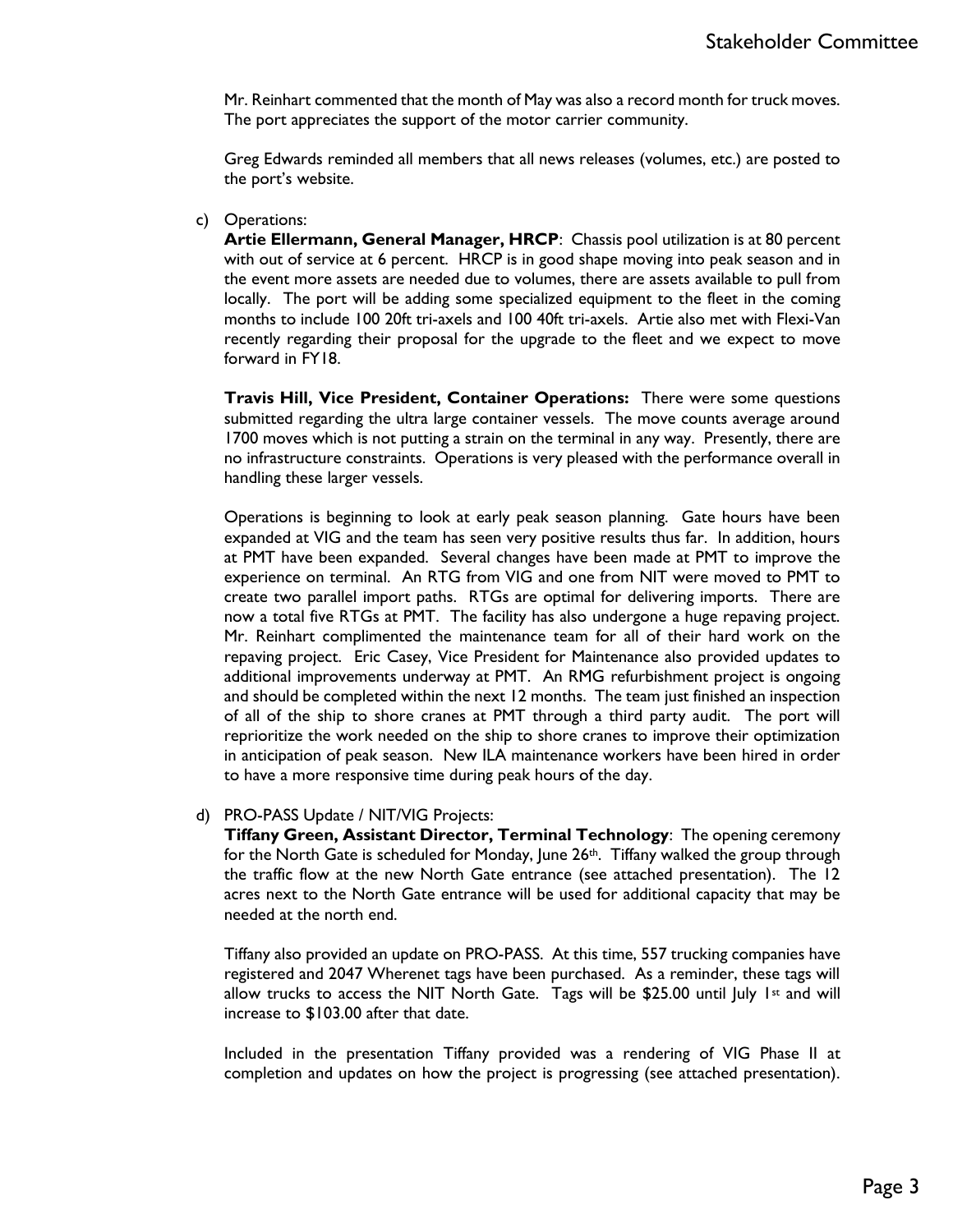Mr. Reinhart commented that the month of May was also a record month for truck moves. The port appreciates the support of the motor carrier community.

Greg Edwards reminded all members that all news releases (volumes, etc.) are posted to the port's website.

c) Operations:
**Artie Ellermann, General Manager, HRCP**: Chassis pool utilization is at 80 percent with out of service at 6 percent. HRCP is in good shape moving into peak season and in the event more assets are needed due to volumes, there are assets available to pull from locally. The port will be adding some specialized equipment to the fleet in the coming months to include 100 20ft tri-axels and 100 40ft tri-axels. Artie also met with Flexi-Van recently regarding their proposal for the upgrade to the fleet and we expect to move forward in FY18.

**Travis Hill, Vice President, Container Operations:** There were some questions submitted regarding the ultra large container vessels. The move counts average around 1700 moves which is not putting a strain on the terminal in any way. Presently, there are no infrastructure constraints. Operations is very pleased with the performance overall in handling these larger vessels.

Operations is beginning to look at early peak season planning. Gate hours have been expanded at VIG and the team has seen very positive results thus far. In addition, hours at PMT have been expanded. Several changes have been made at PMT to improve the experience on terminal. An RTG from VIG and one from NIT were moved to PMT to create two parallel import paths. RTGs are optimal for delivering imports. There are now a total five RTGs at PMT. The facility has also undergone a huge repaving project. Mr. Reinhart complimented the maintenance team for all of their hard work on the repaving project. Eric Casey, Vice President for Maintenance also provided updates to additional improvements underway at PMT. An RMG refurbishment project is ongoing and should be completed within the next 12 months. The team just finished an inspection of all of the ship to shore cranes at PMT through a third party audit. The port will reprioritize the work needed on the ship to shore cranes to improve their optimization in anticipation of peak season. New ILA maintenance workers have been hired in order to have a more responsive time during peak hours of the day.

d) PRO-PASS Update / NIT/VIG Projects:
**Tiffany Green, Assistant Director, Terminal Technology**: The opening ceremony for the North Gate is scheduled for Monday, June 26th. Tiffany walked the group through the traffic flow at the new North Gate entrance (see attached presentation). The 12 acres next to the North Gate entrance will be used for additional capacity that may be needed at the north end.

Tiffany also provided an update on PRO-PASS. At this time, 557 trucking companies have registered and 2047 Wherenet tags have been purchased. As a reminder, these tags will allow trucks to access the NIT North Gate. Tags will be $25.00 until July 1st and will increase to $103.00 after that date.

Included in the presentation Tiffany provided was a rendering of VIG Phase II at completion and updates on how the project is progressing (see attached presentation).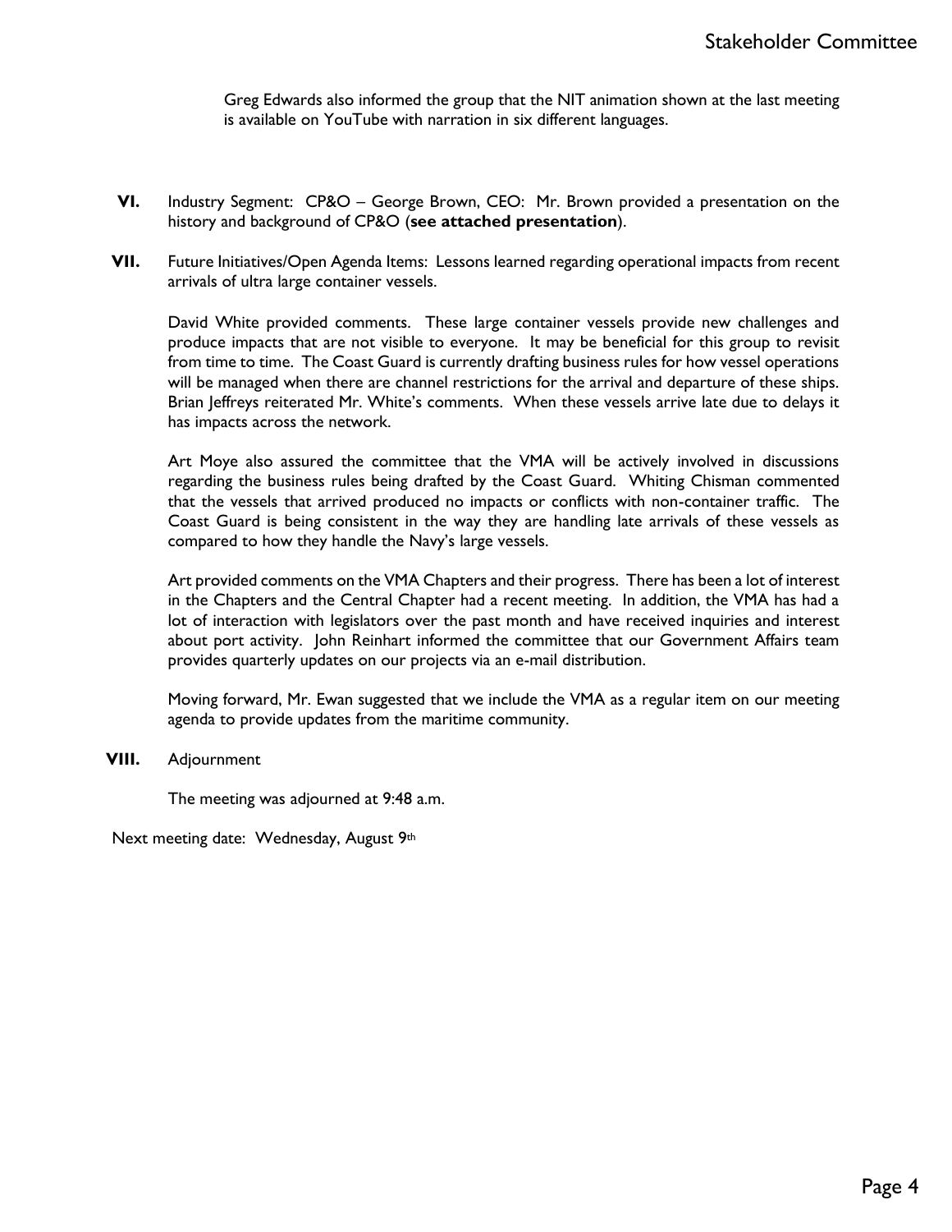Greg Edwards also informed the group that the NIT animation shown at the last meeting is available on YouTube with narration in six different languages.

**VI.** Industry Segment: CP&O – George Brown, CEO: Mr. Brown provided a presentation on the history and background of CP&O (**see attached presentation**).

**VII.** Future Initiatives/Open Agenda Items: Lessons learned regarding operational impacts from recent arrivals of ultra large container vessels.

David White provided comments. These large container vessels provide new challenges and produce impacts that are not visible to everyone. It may be beneficial for this group to revisit from time to time. The Coast Guard is currently drafting business rules for how vessel operations will be managed when there are channel restrictions for the arrival and departure of these ships. Brian Jeffreys reiterated Mr. White's comments. When these vessels arrive late due to delays it has impacts across the network.

Art Moye also assured the committee that the VMA will be actively involved in discussions regarding the business rules being drafted by the Coast Guard. Whiting Chisman commented that the vessels that arrived produced no impacts or conflicts with non-container traffic. The Coast Guard is being consistent in the way they are handling late arrivals of these vessels as compared to how they handle the Navy's large vessels.

Art provided comments on the VMA Chapters and their progress. There has been a lot of interest in the Chapters and the Central Chapter had a recent meeting. In addition, the VMA has had a lot of interaction with legislators over the past month and have received inquiries and interest about port activity. John Reinhart informed the committee that our Government Affairs team provides quarterly updates on our projects via an e-mail distribution.

Moving forward, Mr. Ewan suggested that we include the VMA as a regular item on our meeting agenda to provide updates from the maritime community.

**VIII.** Adjournment

The meeting was adjourned at 9:48 a.m.

Next meeting date: Wednesday, August 9th